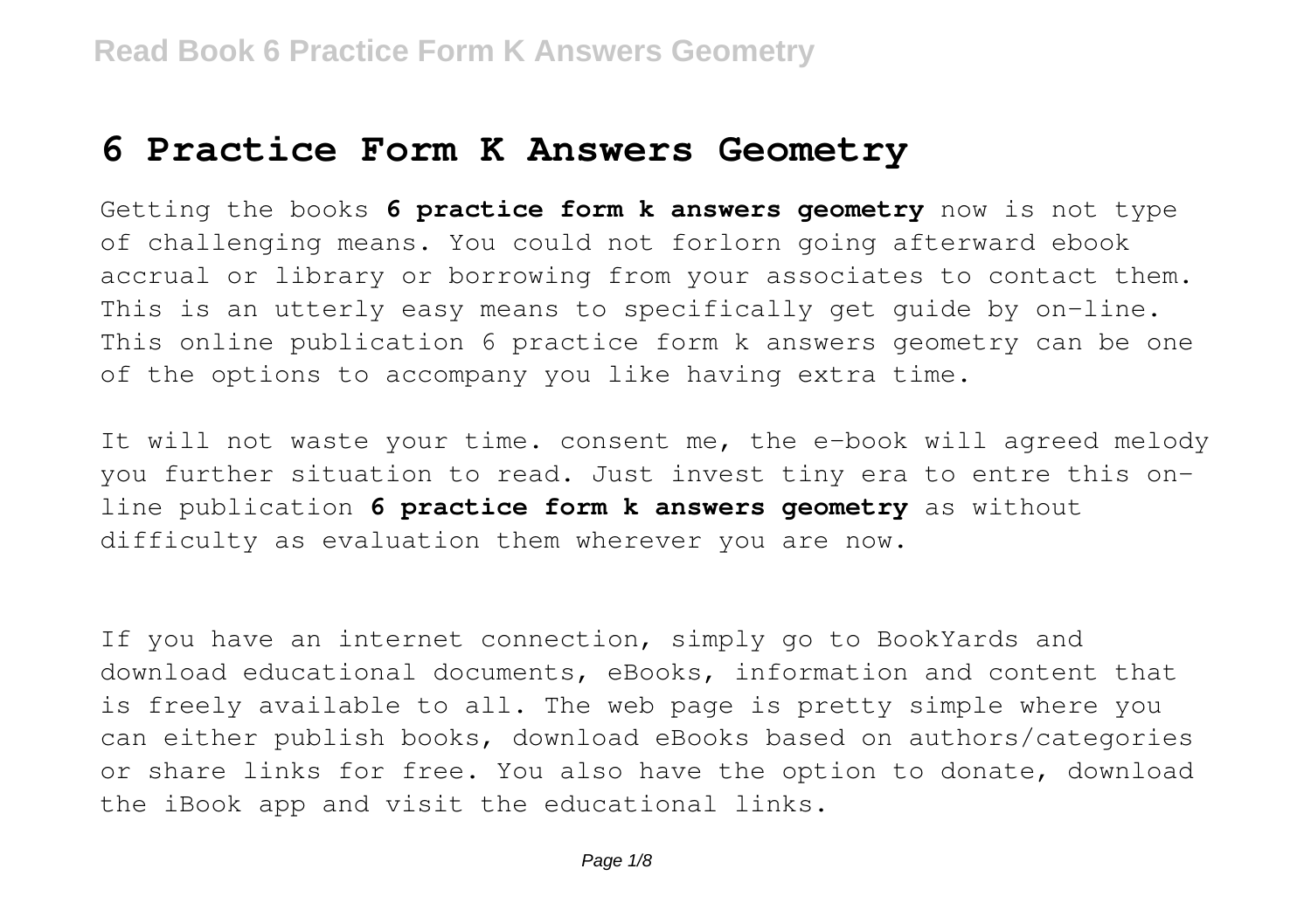# 6 Practice Form K Answers Geometry

Getting the books **6 practice form k answers geometry** now is not type of challenging means. You could not forlorn going afterward ebook accrual or library or borrowing from your associates to contact them. This is an utterly easy means to specifically get guide by on-line. This online publication 6 practice form k answers geometry can be one of the options to accompany you like having extra time.

It will not waste your time. consent me, the e-book will agreed melody you further situation to read. Just invest tiny era to entre this on-line publication **6 practice form k answers geometry** as without difficulty as evaluation them wherever you are now.

If you have an internet connection, simply go to BookYards and download educational documents, eBooks, information and content that is freely available to all. The web page is pretty simple where you can either publish books, download eBooks based on authors/categories or share links for free. You also have the option to donate, download the iBook app and visit the educational links.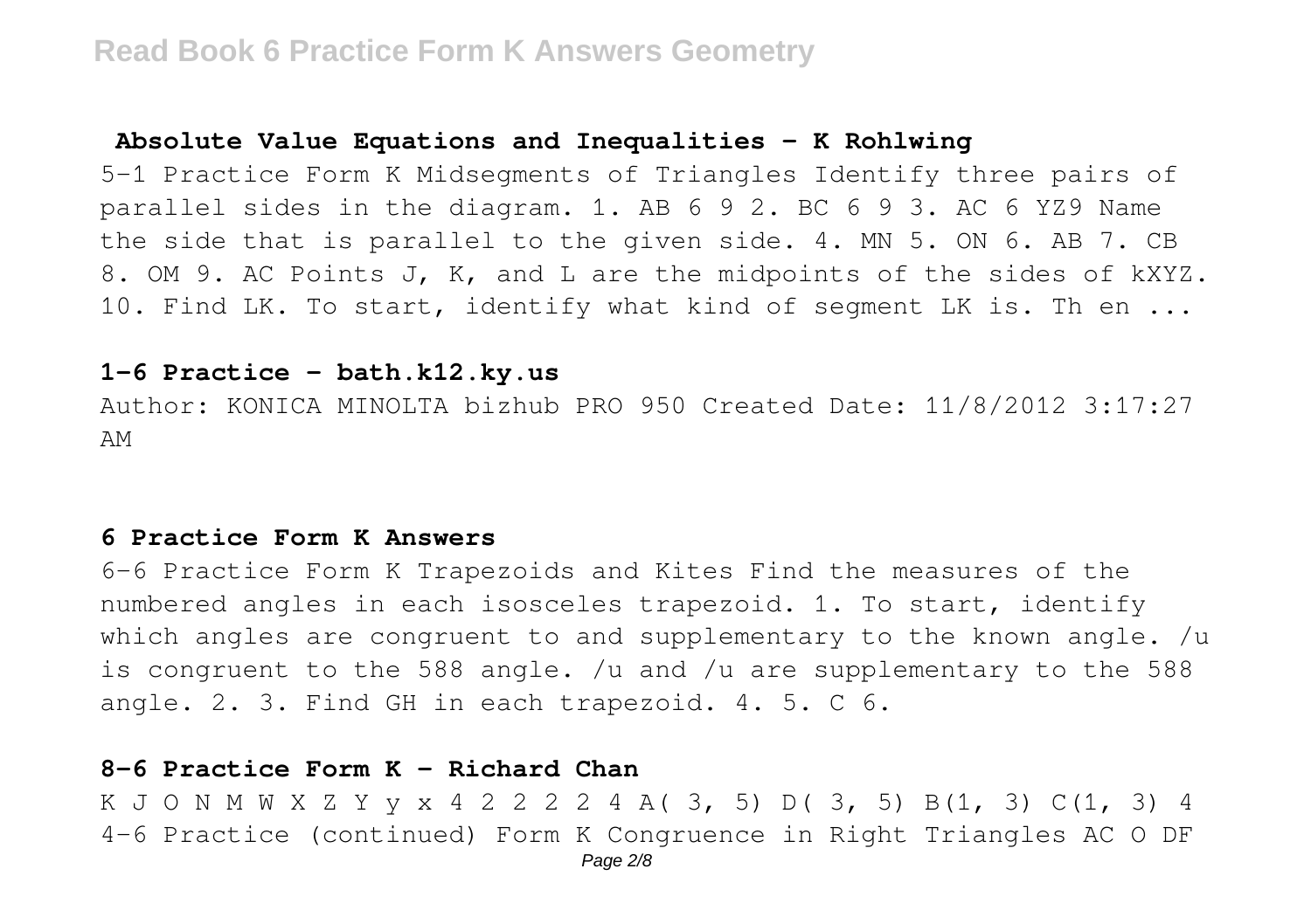## Absolute Value Equations and Inequalities - K Rohlwing

5-1 Practice Form K Midsegments of Triangles Identify three pairs of parallel sides in the diagram. 1. AB 6 9 2. BC 6 9 3. AC 6 YZ9 Name the side that is parallel to the given side. 4. MN 5. ON 6. AB 7. CB 8. OM 9. AC Points J, K, and L are the midpoints of the sides of kXYZ. 10. Find LK. To start, identify what kind of segment LK is. Th en ...

## 1-6 Practice - bath.k12.ky.us

Author: KONICA MINOLTA bizhub PRO 950 Created Date: 11/8/2012 3:17:27 AM

## 6 Practice Form K Answers

6-6 Practice Form K Trapezoids and Kites Find the measures of the numbered angles in each isosceles trapezoid. 1. To start, identify which angles are congruent to and supplementary to the known angle. /u is congruent to the 588 angle. /u and /u are supplementary to the 588 angle. 2. 3. Find GH in each trapezoid. 4. 5. C 6.

## 8-6 Practice Form K - Richard Chan

K J O N M W X Z Y y x 4 2 2 2 2 4 A( 3, 5) D( 3, 5) B(1, 3) C(1, 3) 4 4-6 Practice (continued) Form K Congruence in Right Triangles AC O DF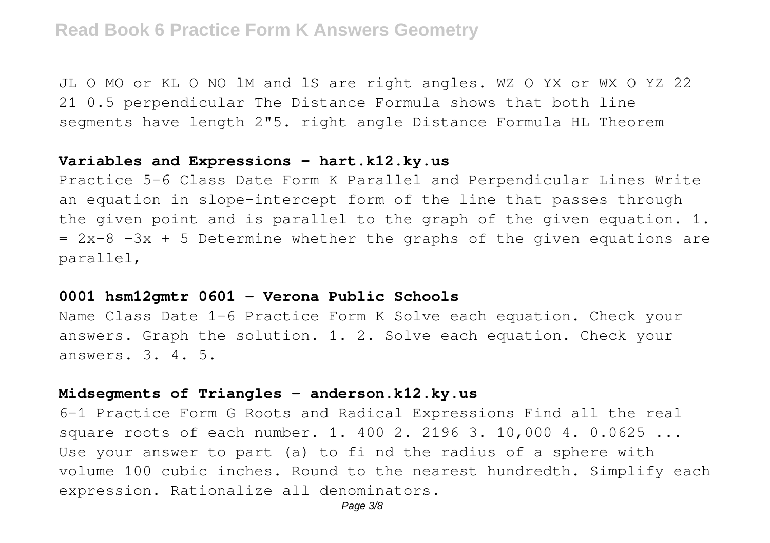JL O MO or KL O NO lM and lS are right angles. WZ O YX or WX O YZ 22 21 0.5 perpendicular The Distance Formula shows that both line segments have length 2"5. right angle Distance Formula HL Theorem

### Variables and Expressions - hart.k12.ky.us

Practice 5-6 Class Date Form K Parallel and Perpendicular Lines Write an equation in slope-intercept form of the line that passes through the given point and is parallel to the graph of the given equation. 1. = 2x-8 -3x + 5 Determine whether the graphs of the given equations are parallel,

### 0001 hsm12gmtr 0601 - Verona Public Schools

Name Class Date 1-6 Practice Form K Solve each equation. Check your answers. Graph the solution. 1. 2. Solve each equation. Check your answers. 3. 4. 5.

### Midsegments of Triangles - anderson.k12.ky.us

6-1 Practice Form G Roots and Radical Expressions Find all the real square roots of each number. 1. 400 2. 2196 3. 10,000 4. 0.0625 ... Use your answer to part (a) to fi nd the radius of a sphere with volume 100 cubic inches. Round to the nearest hundredth. Simplify each expression. Rationalize all denominators.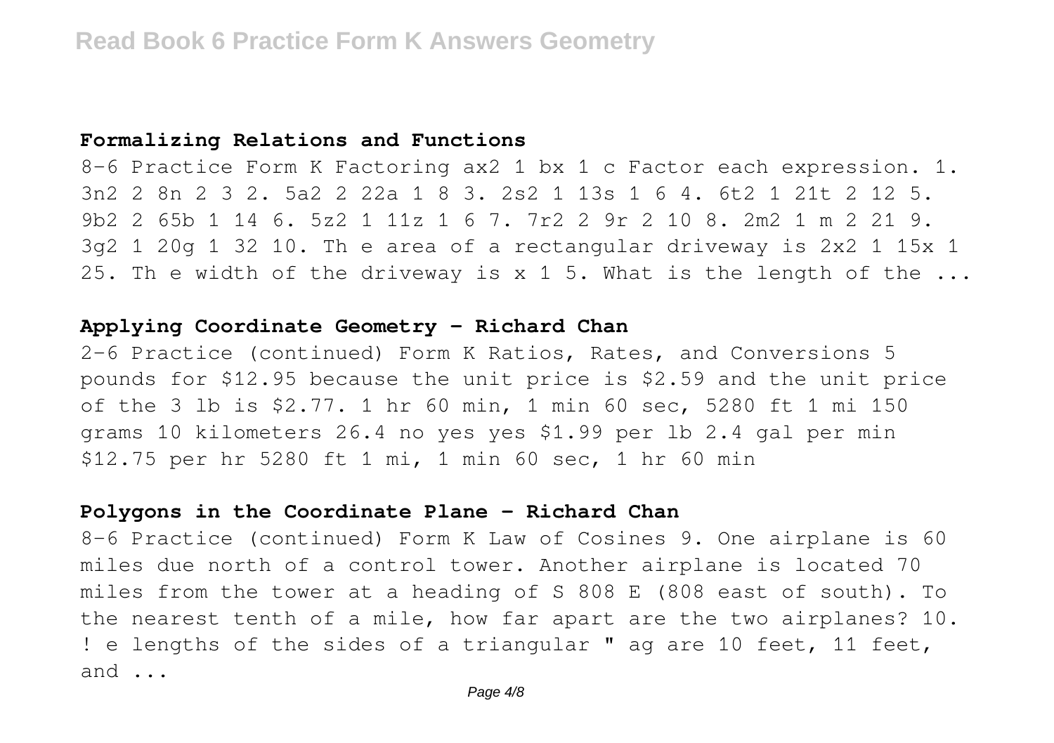## Formalizing Relations and Functions

8-6 Practice Form K Factoring ax2 1 bx 1 c Factor each expression. 1. 3n2 2 8n 2 3 2. 5a2 2 22a 1 8 3. 2s2 1 13s 1 6 4. 6t2 1 21t 2 12 5. 9b2 2 65b 1 14 6. 5z2 1 11z 1 6 7. 7r2 2 9r 2 10 8. 2m2 1 m 2 21 9. 3g2 1 20g 1 32 10. Th e area of a rectangular driveway is 2x2 1 15x 1 25. Th e width of the driveway is x 1 5. What is the length of the ...

## Applying Coordinate Geometry - Richard Chan

2-6 Practice (continued) Form K Ratios, Rates, and Conversions 5 pounds for $12.95 because the unit price is $2.59 and the unit price of the 3 lb is $2.77. 1 hr 60 min, 1 min 60 sec, 5280 ft 1 mi 150 grams 10 kilometers 26.4 no yes yes $1.99 per lb 2.4 gal per min $12.75 per hr 5280 ft 1 mi, 1 min 60 sec, 1 hr 60 min

## Polygons in the Coordinate Plane - Richard Chan

8-6 Practice (continued) Form K Law of Cosines 9. One airplane is 60 miles due north of a control tower. Another airplane is located 70 miles from the tower at a heading of S 808 E (808 east of south). To the nearest tenth of a mile, how far apart are the two airplanes? 10. ! e lengths of the sides of a triangular " ag are 10 feet, 11 feet, and ...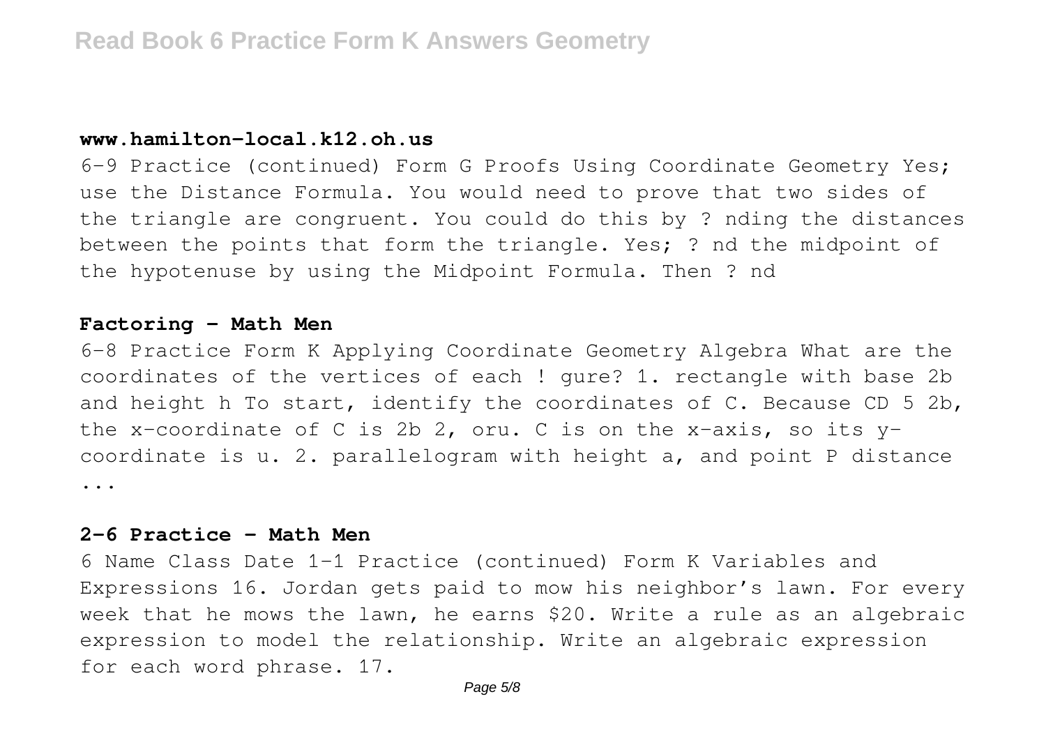### www.hamilton-local.k12.oh.us

6-9 Practice (continued) Form G Proofs Using Coordinate Geometry Yes; use the Distance Formula. You would need to prove that two sides of the triangle are congruent. You could do this by ? nding the distances between the points that form the triangle. Yes; ? nd the midpoint of the hypotenuse by using the Midpoint Formula. Then ? nd

### Factoring - Math Men

6-8 Practice Form K Applying Coordinate Geometry Algebra What are the coordinates of the vertices of each ! gure? 1. rectangle with base 2b and height h To start, identify the coordinates of C. Because CD 5 2b, the x-coordinate of C is 2b 2, oru. C is on the x-axis, so its y-coordinate is u. 2. parallelogram with height a, and point P distance ...

### 2-6 Practice - Math Men

6 Name Class Date 1-1 Practice (continued) Form K Variables and Expressions 16. Jordan gets paid to mow his neighbor's lawn. For every week that he mows the lawn, he earns $20. Write a rule as an algebraic expression to model the relationship. Write an algebraic expression for each word phrase. 17.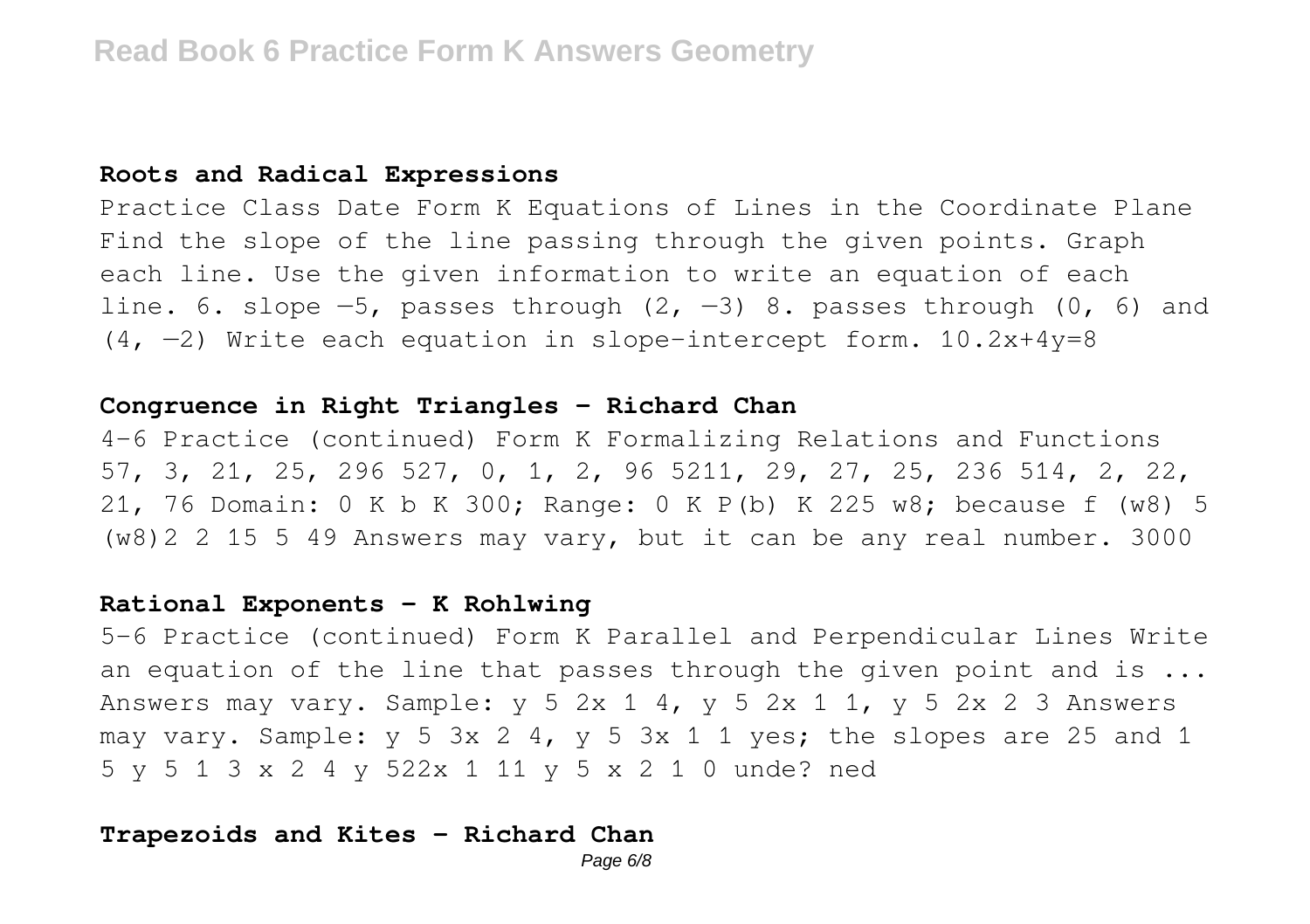### Roots and Radical Expressions

Practice Class Date Form K Equations of Lines in the Coordinate Plane Find the slope of the line passing through the given points. Graph each line. Use the given information to write an equation of each line. 6. slope −5, passes through (2, −3) 8. passes through (0, 6) and (4, −2) Write each equation in slope-intercept form. 10.2x+4y=8

### Congruence in Right Triangles - Richard Chan

4-6 Practice (continued) Form K Formalizing Relations and Functions 57, 3, 21, 25, 296 527, 0, 1, 2, 96 5211, 29, 27, 25, 236 514, 2, 22, 21, 76 Domain: 0 K b K 300; Range: 0 K P(b) K 225 w8; because f (w8) 5 (w8)2 2 15 5 49 Answers may vary, but it can be any real number. 3000

### Rational Exponents - K Rohlwing

5-6 Practice (continued) Form K Parallel and Perpendicular Lines Write an equation of the line that passes through the given point and is ... Answers may vary. Sample: y 5 2x 1 4, y 5 2x 1 1, y 5 2x 2 3 Answers may vary. Sample: y 5 3x 2 4, y 5 3x 1 1 yes; the slopes are 25 and 1 5 y 5 1 3 x 2 4 y 522x 1 11 y 5 x 2 1 0 unde? ned

### Trapezoids and Kites - Richard Chan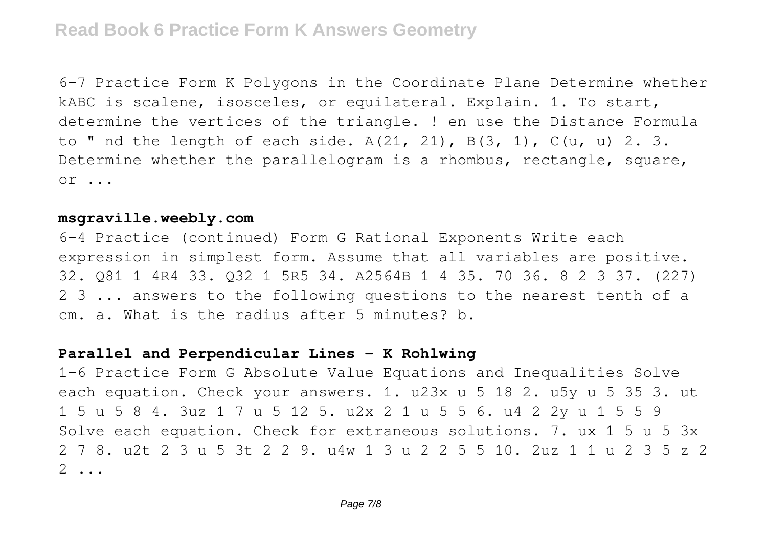6-7 Practice Form K Polygons in the Coordinate Plane Determine whether kABC is scalene, isosceles, or equilateral. Explain. 1. To start, determine the vertices of the triangle. ! en use the Distance Formula to " nd the length of each side. A(21, 21), B(3, 1), C(u, u) 2. 3. Determine whether the parallelogram is a rhombus, rectangle, square, or ...

### msgraville.weebly.com

6-4 Practice (continued) Form G Rational Exponents Write each expression in simplest form. Assume that all variables are positive. 32. Q81 1 4R4 33. Q32 1 5R5 34. A2564B 1 4 35. 70 36. 8 2 3 37. (227) 2 3 ... answers to the following questions to the nearest tenth of a cm. a. What is the radius after 5 minutes? b.

### Parallel and Perpendicular Lines - K Rohlwing

1-6 Practice Form G Absolute Value Equations and Inequalities Solve each equation. Check your answers. 1. u23x u 5 18 2. u5y u 5 35 3. ut 1 5 u 5 8 4. 3uz 1 7 u 5 12 5. u2x 2 1 u 5 5 6. u4 2 2y u 1 5 5 9 Solve each equation. Check for extraneous solutions. 7. ux 1 5 u 5 3x 2 7 8. u2t 2 3 u 5 3t 2 2 9. u4w 1 3 u 2 2 5 5 10. 2uz 1 1 u 2 3 5 z 2 2 ...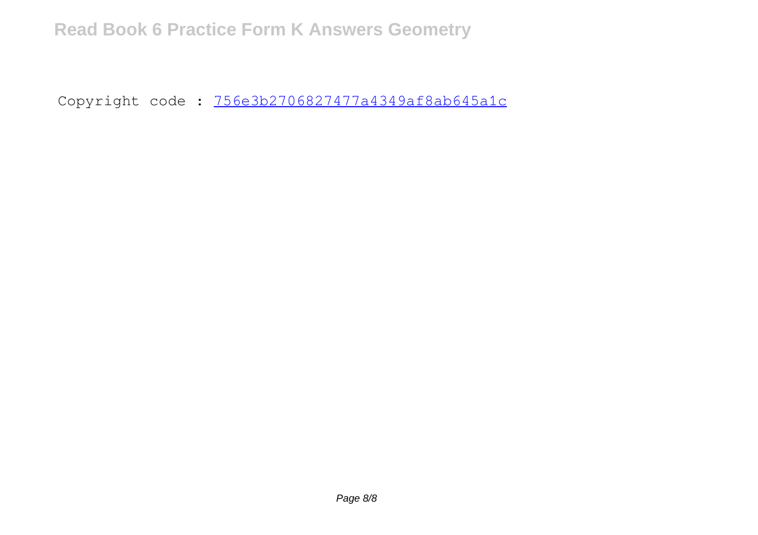Copyright code : 756e3b2706827477a4349af8ab645a1c